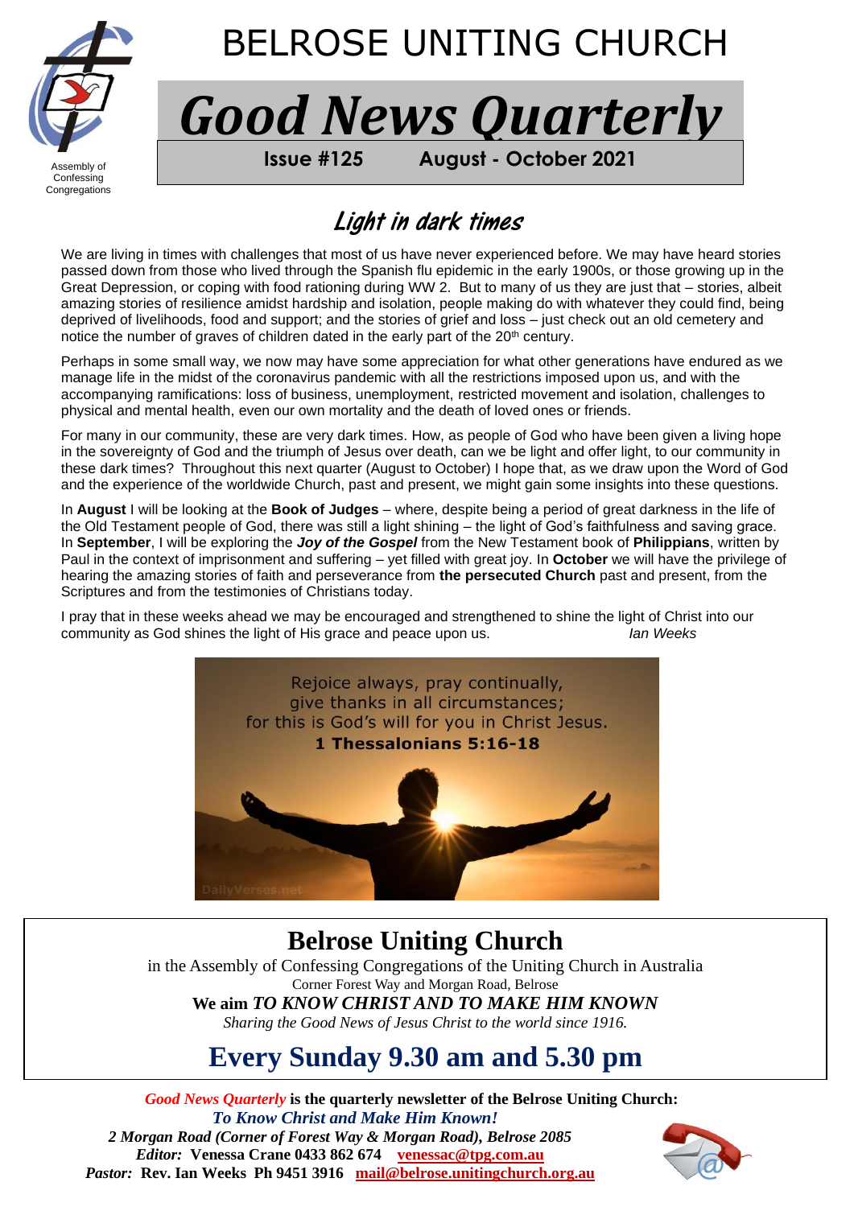Assembly of Confessing Congregations

# BELROSE UNITING CHURCH

# *Good News Quarterly*

**Issue #125 August - October 2021**

## Light in dark times

We are living in times with challenges that most of us have never experienced before. We may have heard stories passed down from those who lived through the Spanish flu epidemic in the early 1900s, or those growing up in the Great Depression, or coping with food rationing during WW 2. But to many of us they are just that – stories, albeit amazing stories of resilience amidst hardship and isolation, people making do with whatever they could find, being deprived of livelihoods, food and support; and the stories of grief and loss – just check out an old cemetery and notice the number of graves of children dated in the early part of the 20th century.

Perhaps in some small way, we now may have some appreciation for what other generations have endured as we manage life in the midst of the coronavirus pandemic with all the restrictions imposed upon us, and with the accompanying ramifications: loss of business, unemployment, restricted movement and isolation, challenges to physical and mental health, even our own mortality and the death of loved ones or friends.

For many in our community, these are very dark times. How, as people of God who have been given a living hope in the sovereignty of God and the triumph of Jesus over death, can we be light and offer light, to our community in these dark times? Throughout this next quarter (August to October) I hope that, as we draw upon the Word of God and the experience of the worldwide Church, past and present, we might gain some insights into these questions.

In **August** I will be looking at the **Book of Judges** – where, despite being a period of great darkness in the life of the Old Testament people of God, there was still a light shining – the light of God's faithfulness and saving grace. In **September**, I will be exploring the ***Joy of the Gospel*** from the New Testament book of **Philippians**, written by Paul in the context of imprisonment and suffering – yet filled with great joy. In **October** we will have the privilege of hearing the amazing stories of faith and perseverance from **the persecuted Church** past and present, from the Scriptures and from the testimonies of Christians today.

I pray that in these weeks ahead we may be encouraged and strengthened to shine the light of Christ into our community as God shines the light of His grace and peace upon us. *Ian Weeks*

Rejoice always, pray continually,
give thanks in all circumstances;
for this is God's will for you in Christ Jesus.
**1 Thessalonians 5:16-18**

DailyVerses.net

## Belrose Uniting Church

in the Assembly of Confessing Congregations of the Uniting Church in Australia

Corner Forest Way and Morgan Road, Belrose

**We aim *TO KNOW CHRIST AND TO MAKE HIM KNOWN***

*Sharing the Good News of Jesus Christ to the world since 1916.*

## Every Sunday 9.30 am and 5.30 pm

***Good News Quarterly*** **is the quarterly newsletter of the Belrose Uniting Church:**
***To Know Christ and Make Him Known!***
***2 Morgan Road (Corner of Forest Way & Morgan Road), Belrose 2085***
***Editor:*** **Venessa Crane 0433 862 674 venessac@tpg.com.au**
***Pastor:*** **Rev. Ian Weeks Ph 9451 3916 mail@belrose.unitingchurch.org.au**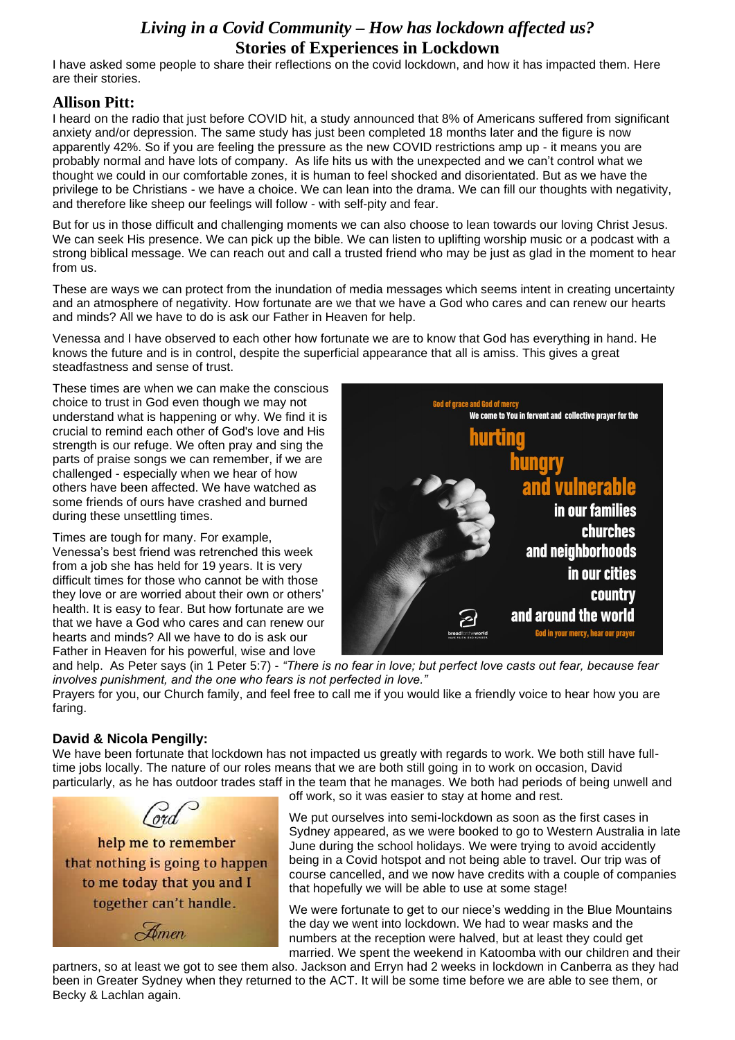# *Living in a Covid Community – How has lockdown affected us?*

## Stories of Experiences in Lockdown

I have asked some people to share their reflections on the covid lockdown, and how it has impacted them. Here are their stories.

### Allison Pitt:

I heard on the radio that just before COVID hit, a study announced that 8% of Americans suffered from significant anxiety and/or depression. The same study has just been completed 18 months later and the figure is now apparently 42%. So if you are feeling the pressure as the new COVID restrictions amp up - it means you are probably normal and have lots of company. As life hits us with the unexpected and we can't control what we thought we could in our comfortable zones, it is human to feel shocked and disorientated. But as we have the privilege to be Christians - we have a choice. We can lean into the drama. We can fill our thoughts with negativity, and therefore like sheep our feelings will follow - with self-pity and fear.

But for us in those difficult and challenging moments we can also choose to lean towards our loving Christ Jesus. We can seek His presence. We can pick up the bible. We can listen to uplifting worship music or a podcast with a strong biblical message. We can reach out and call a trusted friend who may be just as glad in the moment to hear from us.

These are ways we can protect from the inundation of media messages which seems intent in creating uncertainty and an atmosphere of negativity. How fortunate are we that we have a God who cares and can renew our hearts and minds? All we have to do is ask our Father in Heaven for help.

Venessa and I have observed to each other how fortunate we are to know that God has everything in hand. He knows the future and is in control, despite the superficial appearance that all is amiss. This gives a great steadfastness and sense of trust.

These times are when we can make the conscious choice to trust in God even though we may not understand what is happening or why. We find it is crucial to remind each other of God's love and His strength is our refuge. We often pray and sing the parts of praise songs we can remember, if we are challenged - especially when we hear of how others have been affected. We have watched as some friends of ours have crashed and burned during these unsettling times.

Times are tough for many. For example, Venessa's best friend was retrenched this week from a job she has held for 19 years. It is very difficult times for those who cannot be with those they love or are worried about their own or others' health. It is easy to fear. But how fortunate are we that we have a God who cares and can renew our hearts and minds? All we have to do is ask our Father in Heaven for his powerful, wise and love and help. As Peter says (in 1 Peter 5:7) - *"There is no fear in love; but perfect love casts out fear, because fear involves punishment, and the one who fears is not perfected in love."*

Prayers for you, our Church family, and feel free to call me if you would like a friendly voice to hear how you are faring.

God of grace and God of mercy
We come to You in fervent and collective prayer for the
hurting
hungry
and vulnerable
in our families
churches
and neighborhoods
in our cities
country
and around the world
God in your mercy, hear our prayer

### David & Nicola Pengilly:

We have been fortunate that lockdown has not impacted us greatly with regards to work. We both still have full-time jobs locally. The nature of our roles means that we are both still going in to work on occasion, David particularly, as he has outdoor trades staff in the team that he manages. We both had periods of being unwell and off work, so it was easier to stay at home and rest.

We put ourselves into semi-lockdown as soon as the first cases in Sydney appeared, as we were booked to go to Western Australia in late June during the school holidays. We were trying to avoid accidently being in a Covid hotspot and not being able to travel. Our trip was of course cancelled, and we now have credits with a couple of companies that hopefully we will be able to use at some stage!

We were fortunate to get to our niece's wedding in the Blue Mountains the day we went into lockdown. We had to wear masks and the numbers at the reception were halved, but at least they could get married. We spent the weekend in Katoomba with our children and their partners, so at least we got to see them also. Jackson and Erryn had 2 weeks in lockdown in Canberra as they had been in Greater Sydney when they returned to the ACT. It will be some time before we are able to see them, or Becky & Lachlan again.

Lord
help me to remember
that nothing is going to happen
to me today that you and I
together can't handle.
Amen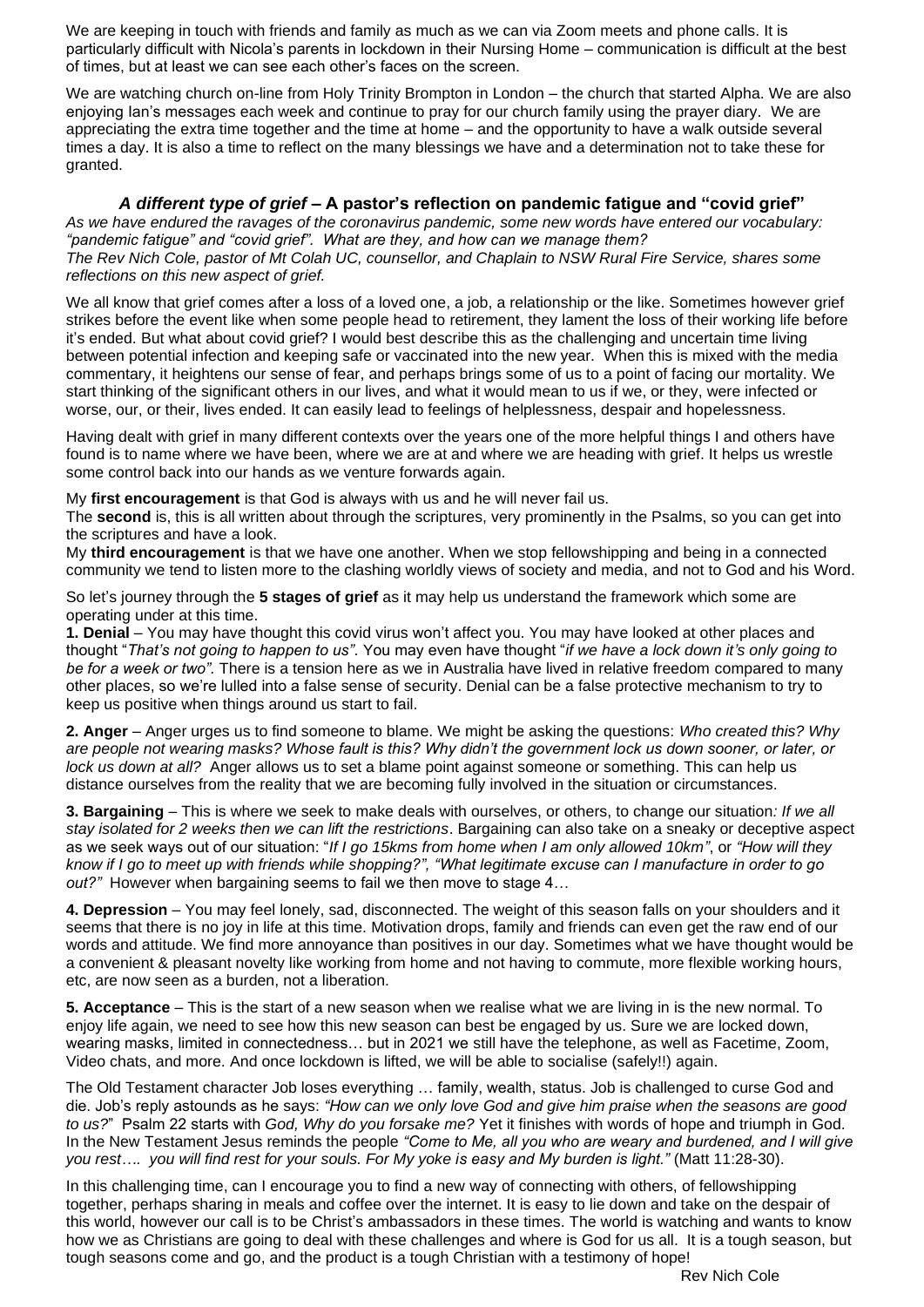We are keeping in touch with friends and family as much as we can via Zoom meets and phone calls. It is particularly difficult with Nicola's parents in lockdown in their Nursing Home – communication is difficult at the best of times, but at least we can see each other's faces on the screen.

We are watching church on-line from Holy Trinity Brompton in London – the church that started Alpha. We are also enjoying Ian's messages each week and continue to pray for our church family using the prayer diary. We are appreciating the extra time together and the time at home – and the opportunity to have a walk outside several times a day. It is also a time to reflect on the many blessings we have and a determination not to take these for granted.

### *A different type of grief* – A pastor's reflection on pandemic fatigue and "covid grief"

*As we have endured the ravages of the coronavirus pandemic, some new words have entered our vocabulary: "pandemic fatigue" and "covid grief". What are they, and how can we manage them?*
*The Rev Nich Cole, pastor of Mt Colah UC, counsellor, and Chaplain to NSW Rural Fire Service, shares some reflections on this new aspect of grief.*

We all know that grief comes after a loss of a loved one, a job, a relationship or the like. Sometimes however grief strikes before the event like when some people head to retirement, they lament the loss of their working life before it's ended. But what about covid grief? I would best describe this as the challenging and uncertain time living between potential infection and keeping safe or vaccinated into the new year. When this is mixed with the media commentary, it heightens our sense of fear, and perhaps brings some of us to a point of facing our mortality. We start thinking of the significant others in our lives, and what it would mean to us if we, or they, were infected or worse, our, or their, lives ended. It can easily lead to feelings of helplessness, despair and hopelessness.

Having dealt with grief in many different contexts over the years one of the more helpful things I and others have found is to name where we have been, where we are at and where we are heading with grief. It helps us wrestle some control back into our hands as we venture forwards again.

My **first encouragement** is that God is always with us and he will never fail us.
The **second** is, this is all written about through the scriptures, very prominently in the Psalms, so you can get into the scriptures and have a look.
My **third encouragement** is that we have one another. When we stop fellowshipping and being in a connected community we tend to listen more to the clashing worldly views of society and media, and not to God and his Word.

So let's journey through the **5 stages of grief** as it may help us understand the framework which some are operating under at this time.

**1. Denial** – You may have thought this covid virus won't affect you. You may have looked at other places and thought "*That's not going to happen to us"*. You may even have thought "*if we have a lock down it's only going to be for a week or two".* There is a tension here as we in Australia have lived in relative freedom compared to many other places, so we're lulled into a false sense of security. Denial can be a false protective mechanism to try to keep us positive when things around us start to fail.

**2. Anger** – Anger urges us to find someone to blame. We might be asking the questions: *Who created this? Why are people not wearing masks? Whose fault is this? Why didn't the government lock us down sooner, or later, or lock us down at all?* Anger allows us to set a blame point against someone or something. This can help us distance ourselves from the reality that we are becoming fully involved in the situation or circumstances.

**3. Bargaining** – This is where we seek to make deals with ourselves, or others, to change our situation*: If we all stay isolated for 2 weeks then we can lift the restrictions*. Bargaining can also take on a sneaky or deceptive aspect as we seek ways out of our situation: "*If I go 15kms from home when I am only allowed 10km"*, or *"How will they know if I go to meet up with friends while shopping?", "What legitimate excuse can I manufacture in order to go out?"* However when bargaining seems to fail we then move to stage 4…

**4. Depression** – You may feel lonely, sad, disconnected. The weight of this season falls on your shoulders and it seems that there is no joy in life at this time. Motivation drops, family and friends can even get the raw end of our words and attitude. We find more annoyance than positives in our day. Sometimes what we have thought would be a convenient & pleasant novelty like working from home and not having to commute, more flexible working hours, etc, are now seen as a burden, not a liberation.

**5. Acceptance** – This is the start of a new season when we realise what we are living in is the new normal. To enjoy life again, we need to see how this new season can best be engaged by us. Sure we are locked down, wearing masks, limited in connectedness… but in 2021 we still have the telephone, as well as Facetime, Zoom, Video chats, and more. And once lockdown is lifted, we will be able to socialise (safely!!) again.

The Old Testament character Job loses everything … family, wealth, status. Job is challenged to curse God and die. Job's reply astounds as he says: *"How can we only love God and give him praise when the seasons are good to us?*" Psalm 22 starts with *God, Why do you forsake me?* Yet it finishes with words of hope and triumph in God. In the New Testament Jesus reminds the people *"Come to Me, all you who are weary and burdened, and I will give you rest…. you will find rest for your souls. For My yoke is easy and My burden is light."* (Matt 11:28-30).

In this challenging time, can I encourage you to find a new way of connecting with others, of fellowshipping together, perhaps sharing in meals and coffee over the internet. It is easy to lie down and take on the despair of this world, however our call is to be Christ's ambassadors in these times. The world is watching and wants to know how we as Christians are going to deal with these challenges and where is God for us all. It is a tough season, but tough seasons come and go, and the product is a tough Christian with a testimony of hope!

Rev Nich Cole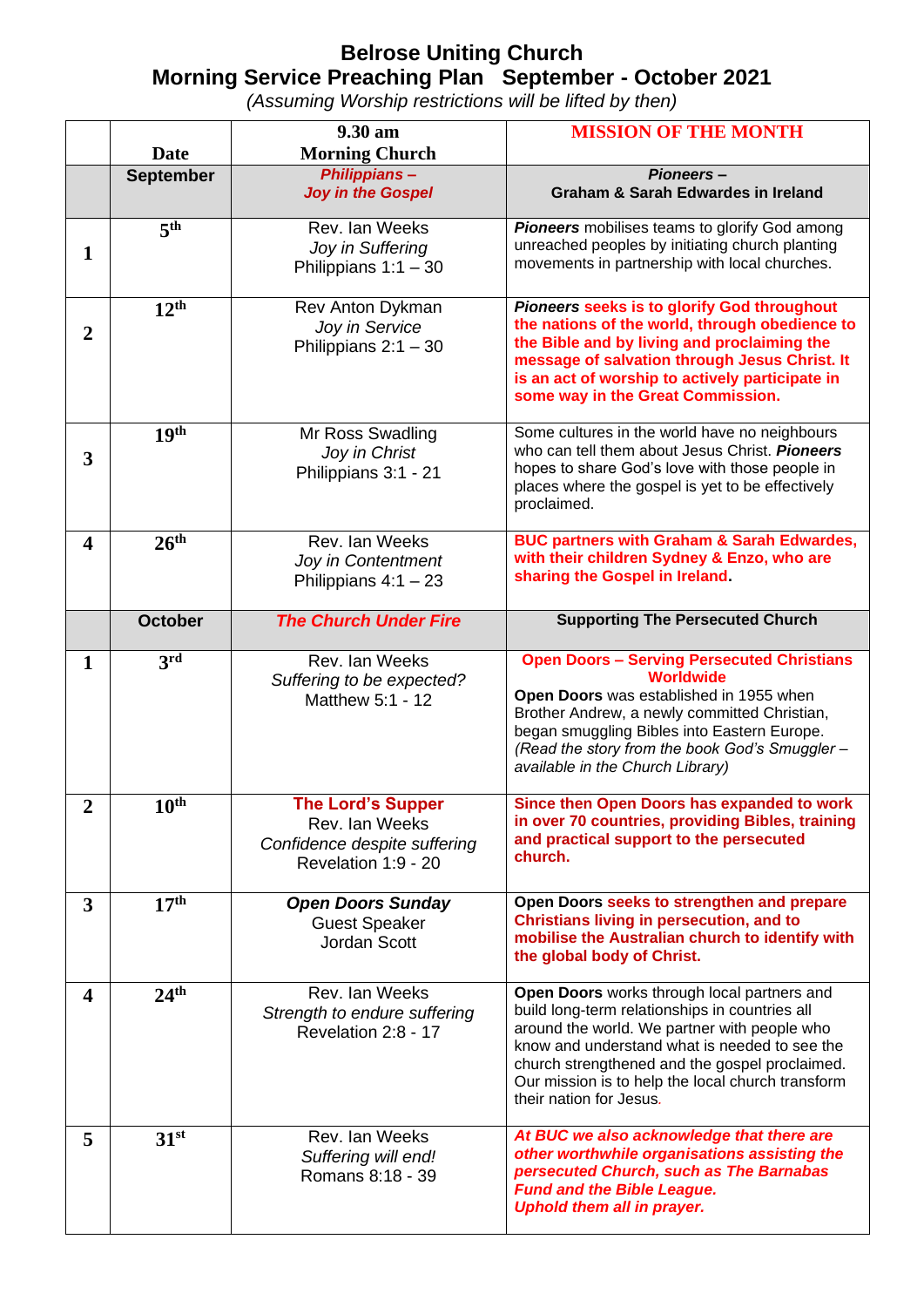# Belrose Uniting Church

## Morning Service Preaching Plan September - October 2021

*(Assuming Worship restrictions will be lifted by then)*

| | Date | 9.30 am Morning Church | MISSION OF THE MONTH |
|---|---|---|---|
| | **September** | ***Philippians – Joy in the Gospel*** | ***Pioneers –*** **Graham & Sarah Edwardes in Ireland** |
| 1 | 5th | Rev. Ian Weeks *Joy in Suffering* Philippians 1:1 – 30 | ***Pioneers*** mobilises teams to glorify God among unreached peoples by initiating church planting movements in partnership with local churches. |
| 2 | 12th | Rev Anton Dykman *Joy in Service* Philippians 2:1 – 30 | ***Pioneers* seeks is to glorify God throughout the nations of the world, through obedience to the Bible and by living and proclaiming the message of salvation through Jesus Christ. It is an act of worship to actively participate in some way in the Great Commission.** |
| 3 | 19th | Mr Ross Swadling *Joy in Christ* Philippians 3:1 - 21 | Some cultures in the world have no neighbours who can tell them about Jesus Christ. ***Pioneers*** hopes to share God's love with those people in places where the gospel is yet to be effectively proclaimed. |
| 4 | 26th | Rev. Ian Weeks *Joy in Contentment* Philippians 4:1 – 23 | **BUC partners with Graham & Sarah Edwardes, with their children Sydney & Enzo, who are sharing the Gospel in Ireland.** |
| | **October** | ***The Church Under Fire*** | **Supporting The Persecuted Church** |
| 1 | 3rd | Rev. Ian Weeks *Suffering to be expected?* Matthew 5:1 - 12 | **Open Doors – Serving Persecuted Christians Worldwide** **Open Doors** was established in 1955 when Brother Andrew, a newly committed Christian, began smuggling Bibles into Eastern Europe. *(Read the story from the book God's Smuggler – available in the Church Library)* |
| 2 | 10th | **The Lord's Supper** Rev. Ian Weeks *Confidence despite suffering* Revelation 1:9 - 20 | **Since then Open Doors has expanded to work in over 70 countries, providing Bibles, training and practical support to the persecuted church.** |
| 3 | 17th | ***Open Doors Sunday*** Guest Speaker Jordan Scott | **Open Doors seeks to strengthen and prepare Christians living in persecution, and to mobilise the Australian church to identify with the global body of Christ.** |
| 4 | 24th | Rev. Ian Weeks *Strength to endure suffering* Revelation 2:8 - 17 | **Open Doors** works through local partners and build long-term relationships in countries all around the world. We partner with people who know and understand what is needed to see the church strengthened and the gospel proclaimed. Our mission is to help the local church transform their nation for Jesus. |
| 5 | 31st | Rev. Ian Weeks *Suffering will end!* Romans 8:18 - 39 | ***At BUC we also acknowledge that there are other worthwhile organisations assisting the persecuted Church, such as The Barnabas Fund and the Bible League. Uphold them all in prayer.*** |